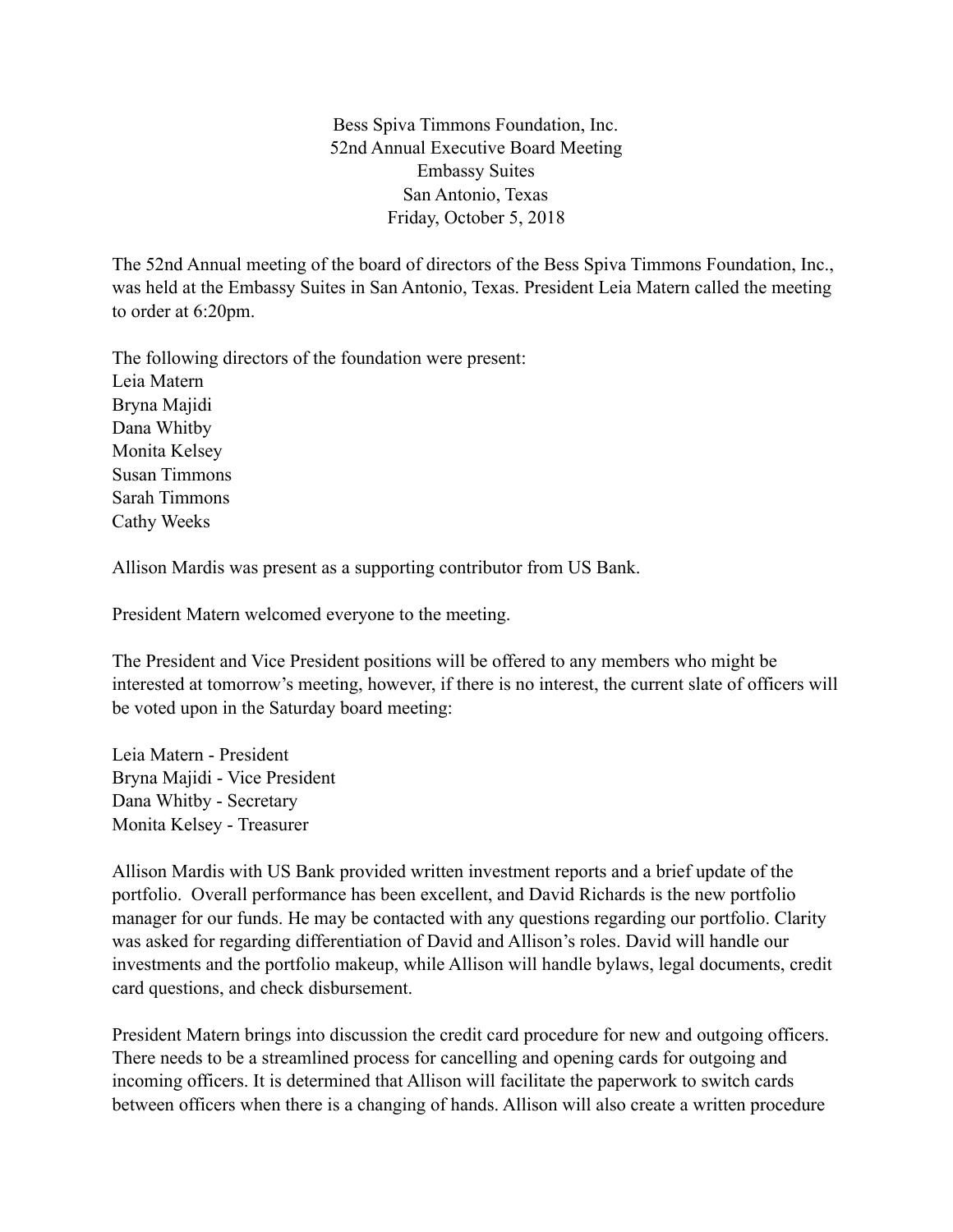Bess Spiva Timmons Foundation, Inc.
52nd Annual Executive Board Meeting
Embassy Suites
San Antonio, Texas
Friday, October 5, 2018

The 52nd Annual meeting of the board of directors of the Bess Spiva Timmons Foundation, Inc., was held at the Embassy Suites in San Antonio, Texas. President Leia Matern called the meeting to order at 6:20pm.

The following directors of the foundation were present:
Leia Matern
Bryna Majidi
Dana Whitby
Monita Kelsey
Susan Timmons
Sarah Timmons
Cathy Weeks

Allison Mardis was present as a supporting contributor from US Bank.

President Matern welcomed everyone to the meeting.

The President and Vice President positions will be offered to any members who might be interested at tomorrow's meeting, however, if there is no interest, the current slate of officers will be voted upon in the Saturday board meeting:

Leia Matern - President
Bryna Majidi - Vice President
Dana Whitby - Secretary
Monita Kelsey - Treasurer

Allison Mardis with US Bank provided written investment reports and a brief update of the portfolio. Overall performance has been excellent, and David Richards is the new portfolio manager for our funds. He may be contacted with any questions regarding our portfolio. Clarity was asked for regarding differentiation of David and Allison's roles. David will handle our investments and the portfolio makeup, while Allison will handle bylaws, legal documents, credit card questions, and check disbursement.

President Matern brings into discussion the credit card procedure for new and outgoing officers. There needs to be a streamlined process for cancelling and opening cards for outgoing and incoming officers. It is determined that Allison will facilitate the paperwork to switch cards between officers when there is a changing of hands. Allison will also create a written procedure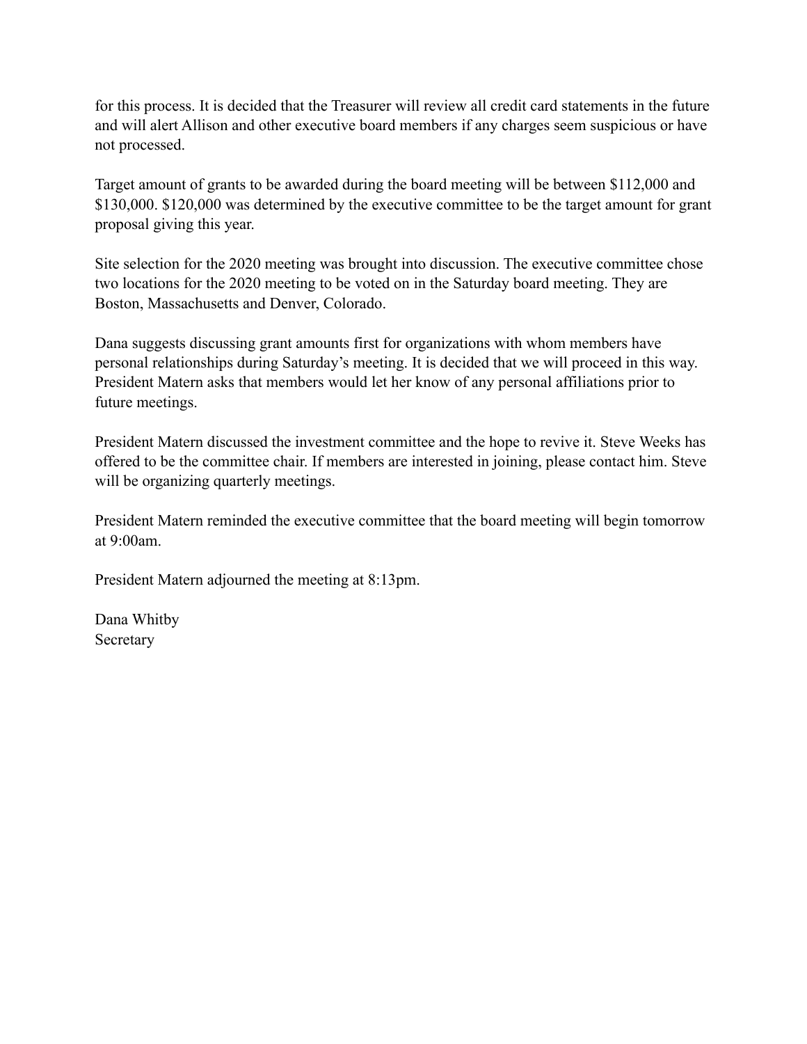for this process. It is decided that the Treasurer will review all credit card statements in the future and will alert Allison and other executive board members if any charges seem suspicious or have not processed.

Target amount of grants to be awarded during the board meeting will be between $112,000 and $130,000. $120,000 was determined by the executive committee to be the target amount for grant proposal giving this year.

Site selection for the 2020 meeting was brought into discussion. The executive committee chose two locations for the 2020 meeting to be voted on in the Saturday board meeting. They are Boston, Massachusetts and Denver, Colorado.

Dana suggests discussing grant amounts first for organizations with whom members have personal relationships during Saturday's meeting. It is decided that we will proceed in this way. President Matern asks that members would let her know of any personal affiliations prior to future meetings.

President Matern discussed the investment committee and the hope to revive it. Steve Weeks has offered to be the committee chair. If members are interested in joining, please contact him. Steve will be organizing quarterly meetings.

President Matern reminded the executive committee that the board meeting will begin tomorrow at 9:00am.

President Matern adjourned the meeting at 8:13pm.

Dana Whitby
Secretary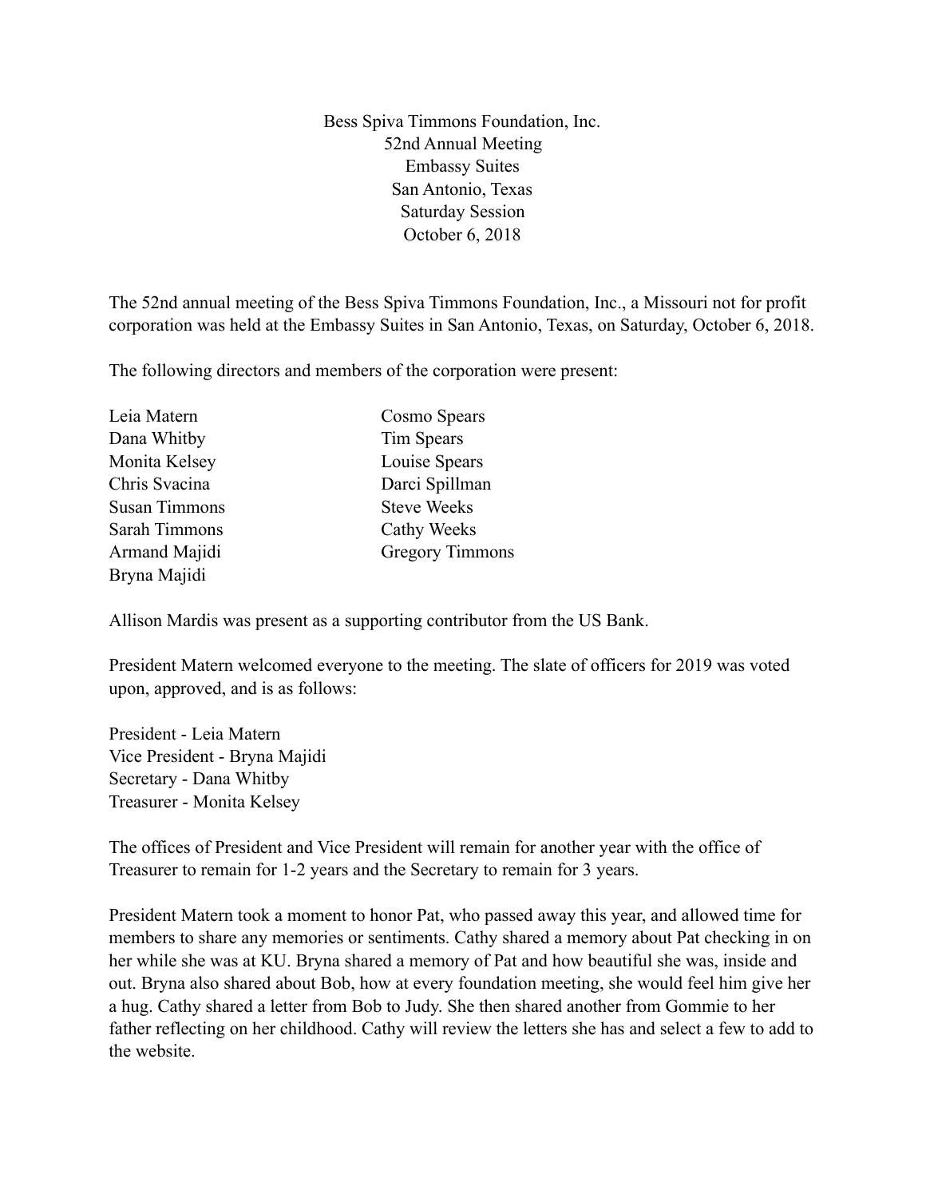Bess Spiva Timmons Foundation, Inc.
52nd Annual Meeting
Embassy Suites
San Antonio, Texas
Saturday Session
October 6, 2018

The 52nd annual meeting of the Bess Spiva Timmons Foundation, Inc., a Missouri not for profit corporation was held at the Embassy Suites in San Antonio, Texas, on Saturday, October 6, 2018.

The following directors and members of the corporation were present:

Leia Matern
Dana Whitby
Monita Kelsey
Chris Svacina
Susan Timmons
Sarah Timmons
Armand Majidi
Bryna Majidi
Cosmo Spears
Tim Spears
Louise Spears
Darci Spillman
Steve Weeks
Cathy Weeks
Gregory Timmons

Allison Mardis was present as a supporting contributor from the US Bank.

President Matern welcomed everyone to the meeting. The slate of officers for 2019 was voted upon, approved, and is as follows:

President - Leia Matern
Vice President - Bryna Majidi
Secretary - Dana Whitby
Treasurer - Monita Kelsey

The offices of President and Vice President will remain for another year with the office of Treasurer to remain for 1-2 years and the Secretary to remain for 3 years.

President Matern took a moment to honor Pat, who passed away this year, and allowed time for members to share any memories or sentiments. Cathy shared a memory about Pat checking in on her while she was at KU. Bryna shared a memory of Pat and how beautiful she was, inside and out. Bryna also shared about Bob, how at every foundation meeting, she would feel him give her a hug. Cathy shared a letter from Bob to Judy. She then shared another from Gommie to her father reflecting on her childhood. Cathy will review the letters she has and select a few to add to the website.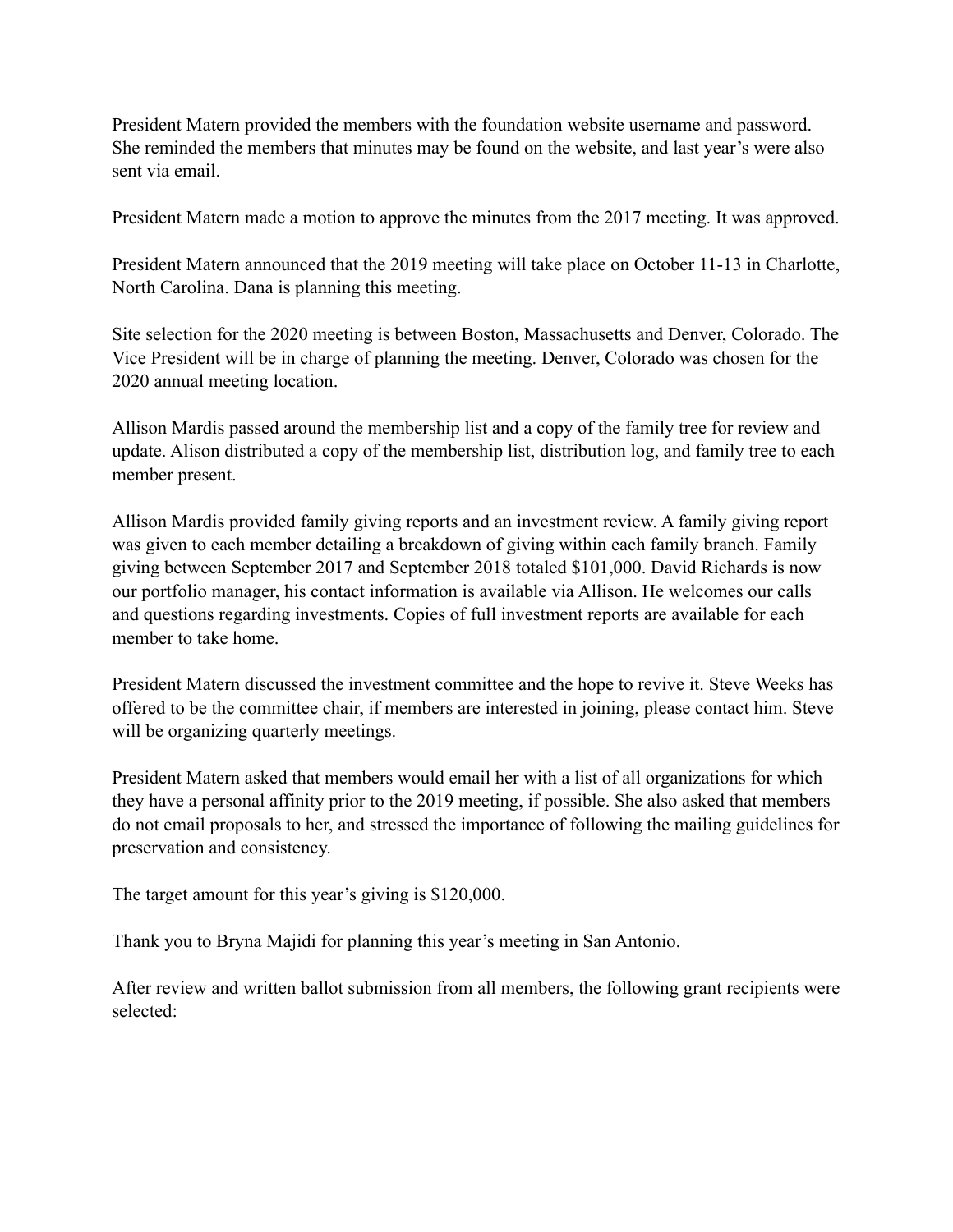President Matern provided the members with the foundation website username and password. She reminded the members that minutes may be found on the website, and last year's were also sent via email.

President Matern made a motion to approve the minutes from the 2017 meeting. It was approved.

President Matern announced that the 2019 meeting will take place on October 11-13 in Charlotte, North Carolina. Dana is planning this meeting.

Site selection for the 2020 meeting is between Boston, Massachusetts and Denver, Colorado. The Vice President will be in charge of planning the meeting. Denver, Colorado was chosen for the 2020 annual meeting location.

Allison Mardis passed around the membership list and a copy of the family tree for review and update. Alison distributed a copy of the membership list, distribution log, and family tree to each member present.

Allison Mardis provided family giving reports and an investment review. A family giving report was given to each member detailing a breakdown of giving within each family branch. Family giving between September 2017 and September 2018 totaled $101,000. David Richards is now our portfolio manager, his contact information is available via Allison. He welcomes our calls and questions regarding investments. Copies of full investment reports are available for each member to take home.

President Matern discussed the investment committee and the hope to revive it. Steve Weeks has offered to be the committee chair, if members are interested in joining, please contact him. Steve will be organizing quarterly meetings.

President Matern asked that members would email her with a list of all organizations for which they have a personal affinity prior to the 2019 meeting, if possible. She also asked that members do not email proposals to her, and stressed the importance of following the mailing guidelines for preservation and consistency.

The target amount for this year's giving is $120,000.

Thank you to Bryna Majidi for planning this year's meeting in San Antonio.

After review and written ballot submission from all members, the following grant recipients were selected: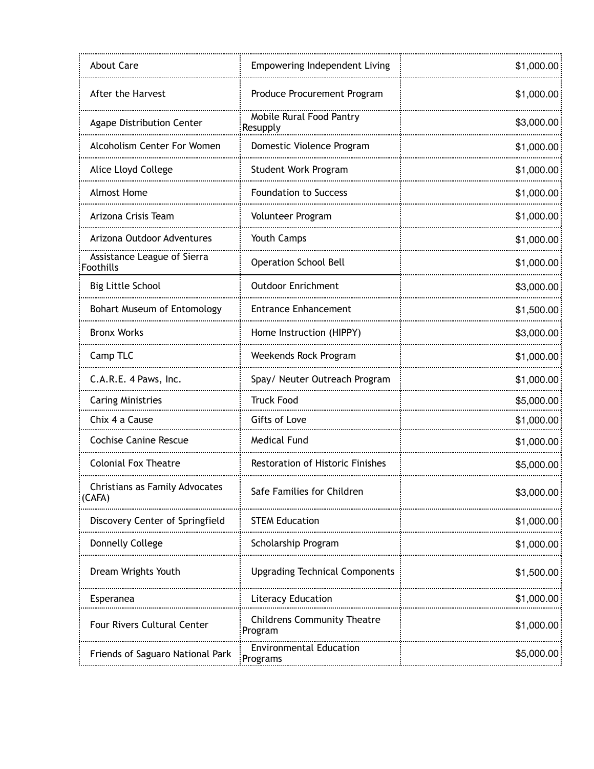| | | |
|---|---|---|
| About Care | Empowering Independent Living | $1,000.00 |
| After the Harvest | Produce Procurement Program | $1,000.00 |
| Agape Distribution Center | Mobile Rural Food Pantry Resupply | $3,000.00 |
| Alcoholism Center For Women | Domestic Violence Program | $1,000.00 |
| Alice Lloyd College | Student Work Program | $1,000.00 |
| Almost Home | Foundation to Success | $1,000.00 |
| Arizona Crisis Team | Volunteer Program | $1,000.00 |
| Arizona Outdoor Adventures | Youth Camps | $1,000.00 |
| Assistance League of Sierra Foothills | Operation School Bell | $1,000.00 |
| Big Little School | Outdoor Enrichment | $3,000.00 |
| Bohart Museum of Entomology | Entrance Enhancement | $1,500.00 |
| Bronx Works | Home Instruction (HIPPY) | $3,000.00 |
| Camp TLC | Weekends Rock Program | $1,000.00 |
| C.A.R.E. 4 Paws, Inc. | Spay/ Neuter Outreach Program | $1,000.00 |
| Caring Ministries | Truck Food | $5,000.00 |
| Chix 4 a Cause | Gifts of Love | $1,000.00 |
| Cochise Canine Rescue | Medical Fund | $1,000.00 |
| Colonial Fox Theatre | Restoration of Historic Finishes | $5,000.00 |
| Christians as Family Advocates (CAFA) | Safe Families for Children | $3,000.00 |
| Discovery Center of Springfield | STEM Education | $1,000.00 |
| Donnelly College | Scholarship Program | $1,000.00 |
| Dream Wrights Youth | Upgrading Technical Components | $1,500.00 |
| Esperanea | Literacy Education | $1,000.00 |
| Four Rivers Cultural Center | Childrens Community Theatre Program | $1,000.00 |
| Friends of Saguaro National Park | Environmental Education Programs | $5,000.00 |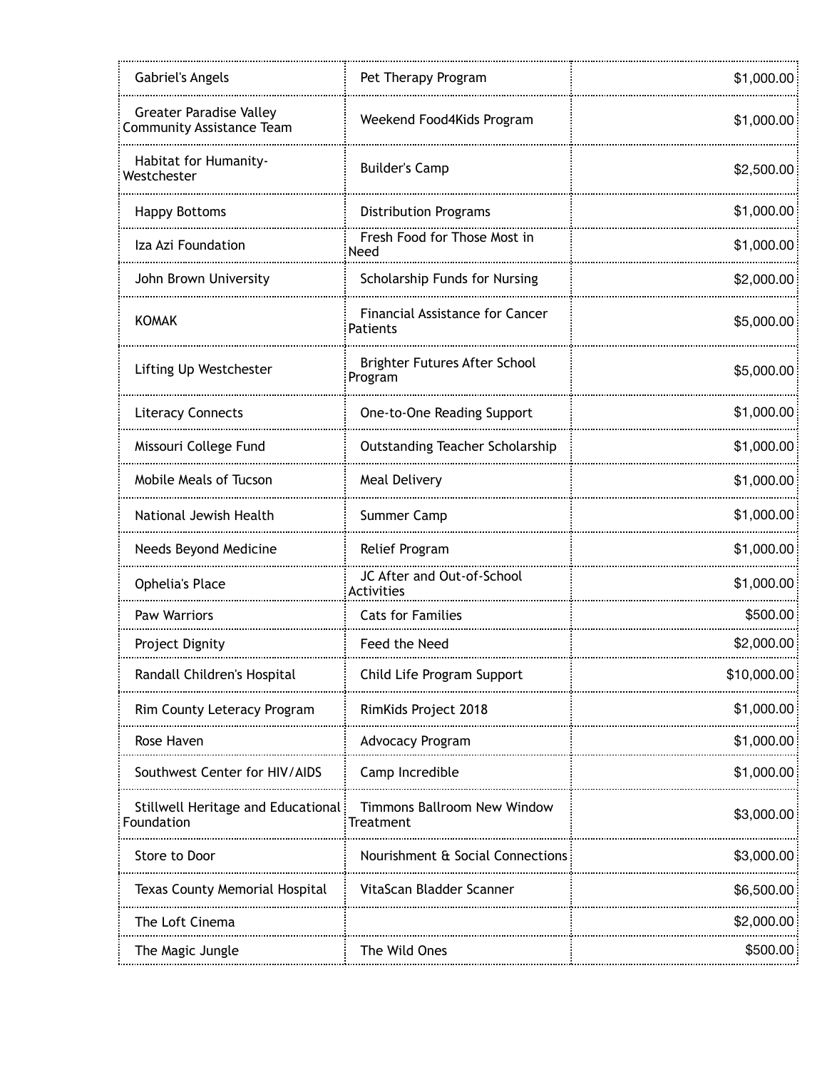| | | |
|---|---|---|
| Gabriel's Angels | Pet Therapy Program | $1,000.00 |
| Greater Paradise Valley Community Assistance Team | Weekend Food4Kids Program | $1,000.00 |
| Habitat for Humanity-Westchester | Builder's Camp | $2,500.00 |
| Happy Bottoms | Distribution Programs | $1,000.00 |
| Iza Azi Foundation | Fresh Food for Those Most in Need | $1,000.00 |
| John Brown University | Scholarship Funds for Nursing | $2,000.00 |
| KOMAK | Financial Assistance for Cancer Patients | $5,000.00 |
| Lifting Up Westchester | Brighter Futures After School Program | $5,000.00 |
| Literacy Connects | One-to-One Reading Support | $1,000.00 |
| Missouri College Fund | Outstanding Teacher Scholarship | $1,000.00 |
| Mobile Meals of Tucson | Meal Delivery | $1,000.00 |
| National Jewish Health | Summer Camp | $1,000.00 |
| Needs Beyond Medicine | Relief Program | $1,000.00 |
| Ophelia's Place | JC After and Out-of-School Activities | $1,000.00 |
| Paw Warriors | Cats for Families | $500.00 |
| Project Dignity | Feed the Need | $2,000.00 |
| Randall Children's Hospital | Child Life Program Support | $10,000.00 |
| Rim County Leteracy Program | RimKids Project 2018 | $1,000.00 |
| Rose Haven | Advocacy Program | $1,000.00 |
| Southwest Center for HIV/AIDS | Camp Incredible | $1,000.00 |
| Stillwell Heritage and Educational Foundation | Timmons Ballroom New Window Treatment | $3,000.00 |
| Store to Door | Nourishment & Social Connections | $3,000.00 |
| Texas County Memorial Hospital | VitaScan Bladder Scanner | $6,500.00 |
| The Loft Cinema | | $2,000.00 |
| The Magic Jungle | The Wild Ones | $500.00 |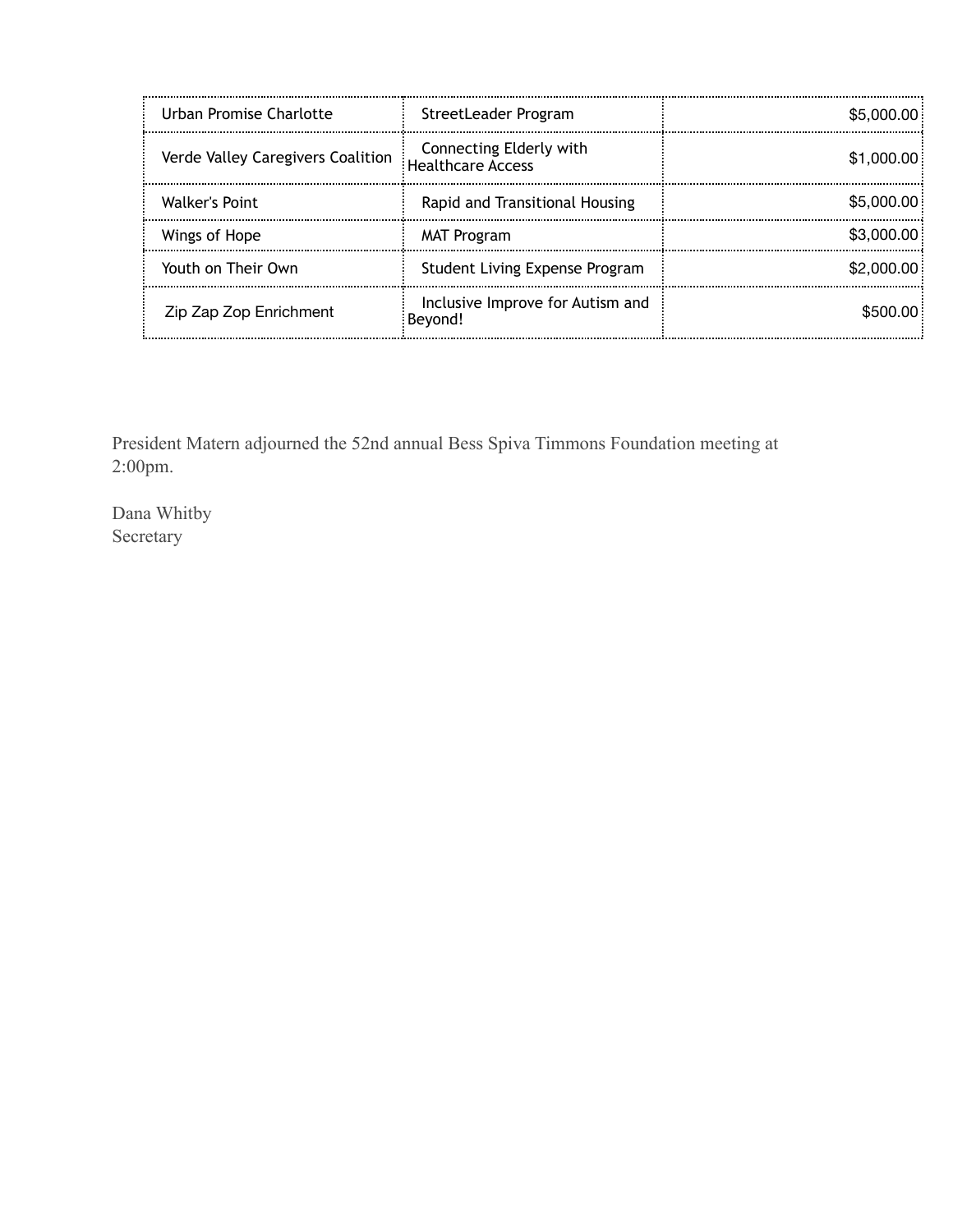| | | |
|---|---|---|
| Urban Promise Charlotte | StreetLeader Program | $5,000.00 |
| Verde Valley Caregivers Coalition | Connecting Elderly with Healthcare Access | $1,000.00 |
| Walker's Point | Rapid and Transitional Housing | $5,000.00 |
| Wings of Hope | MAT Program | $3,000.00 |
| Youth on Their Own | Student Living Expense Program | $2,000.00 |
| Zip Zap Zop Enrichment | Inclusive Improve for Autism and Beyond! | $500.00 |

President Matern adjourned the 52nd annual Bess Spiva Timmons Foundation meeting at 2:00pm.

Dana Whitby
Secretary